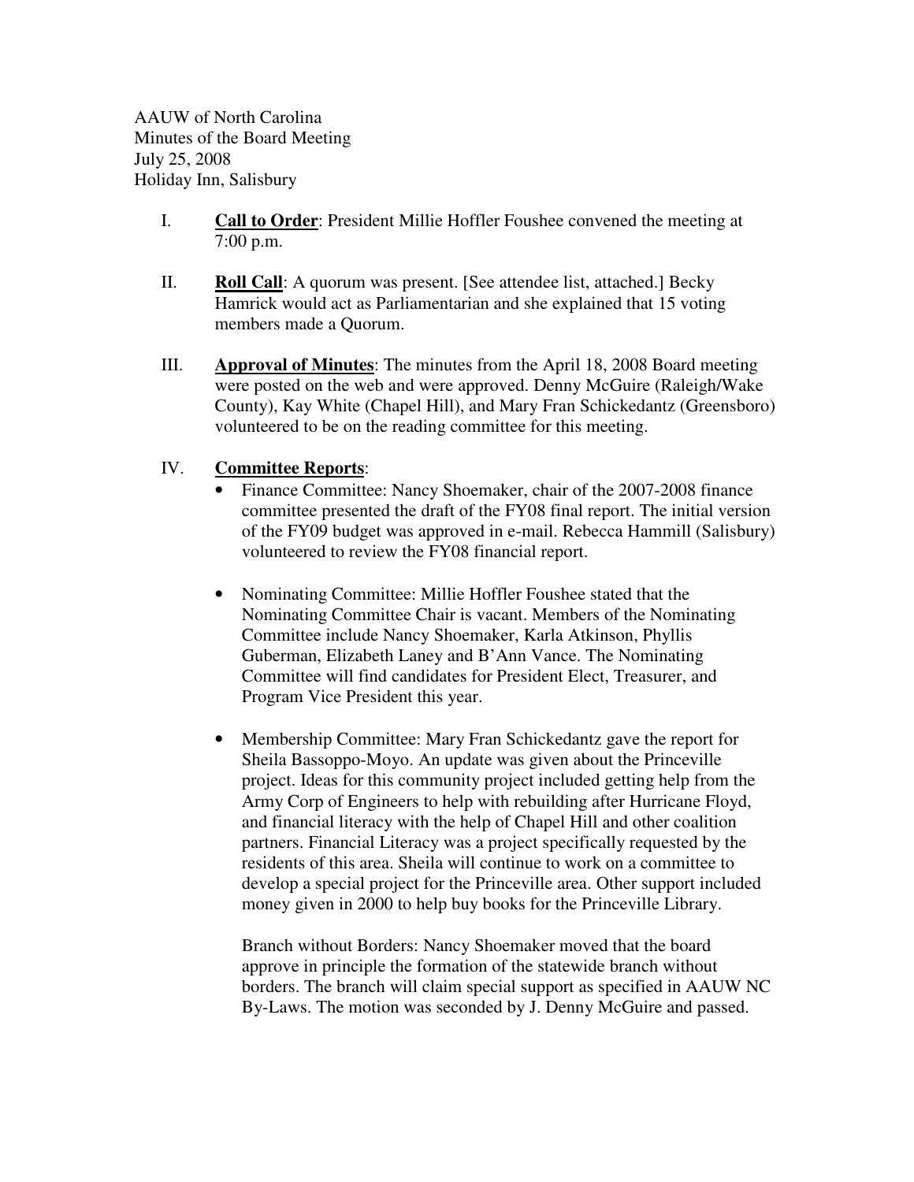AAUW of North Carolina
Minutes of the Board Meeting
July 25, 2008
Holiday Inn, Salisbury

I. **Call to Order**: President Millie Hoffler Foushee convened the meeting at 7:00 p.m.

II. **Roll Call**: A quorum was present. [See attendee list, attached.] Becky Hamrick would act as Parliamentarian and she explained that 15 voting members made a Quorum.

III. **Approval of Minutes**: The minutes from the April 18, 2008 Board meeting were posted on the web and were approved. Denny McGuire (Raleigh/Wake County), Kay White (Chapel Hill), and Mary Fran Schickedantz (Greensboro) volunteered to be on the reading committee for this meeting.

IV. **Committee Reports**:

- Finance Committee: Nancy Shoemaker, chair of the 2007-2008 finance committee presented the draft of the FY08 final report. The initial version of the FY09 budget was approved in e-mail. Rebecca Hammill (Salisbury) volunteered to review the FY08 financial report.

- Nominating Committee: Millie Hoffler Foushee stated that the Nominating Committee Chair is vacant. Members of the Nominating Committee include Nancy Shoemaker, Karla Atkinson, Phyllis Guberman, Elizabeth Laney and B'Ann Vance. The Nominating Committee will find candidates for President Elect, Treasurer, and Program Vice President this year.

- Membership Committee: Mary Fran Schickedantz gave the report for Sheila Bassoppo-Moyo. An update was given about the Princeville project. Ideas for this community project included getting help from the Army Corp of Engineers to help with rebuilding after Hurricane Floyd, and financial literacy with the help of Chapel Hill and other coalition partners. Financial Literacy was a project specifically requested by the residents of this area. Sheila will continue to work on a committee to develop a special project for the Princeville area. Other support included money given in 2000 to help buy books for the Princeville Library.

  Branch without Borders: Nancy Shoemaker moved that the board approve in principle the formation of the statewide branch without borders. The branch will claim special support as specified in AAUW NC By-Laws. The motion was seconded by J. Denny McGuire and passed.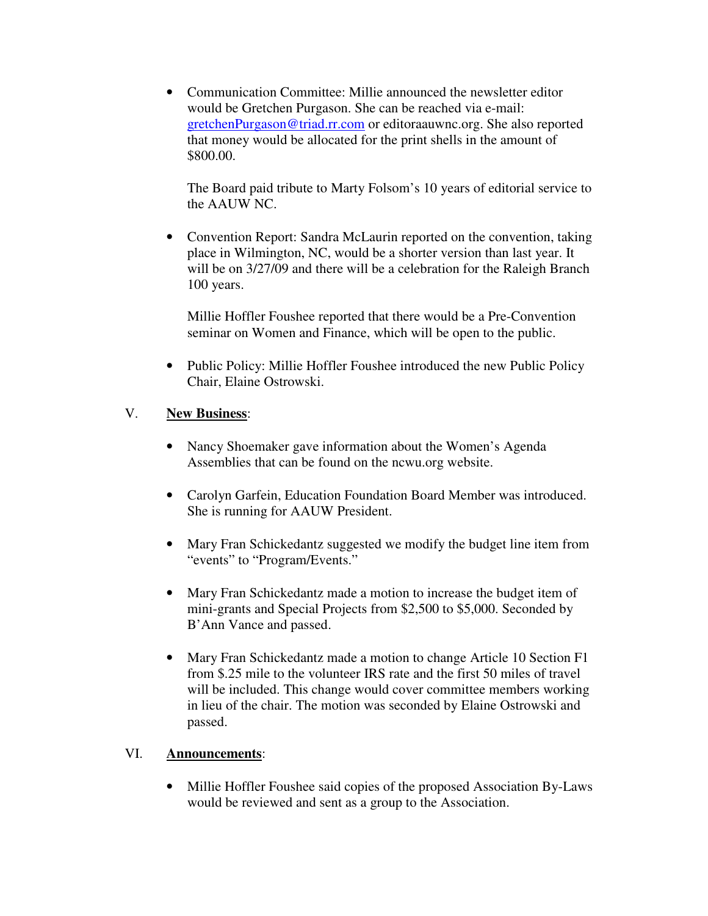- Communication Committee: Millie announced the newsletter editor would be Gretchen Purgason. She can be reached via e-mail: gretchenPurgason@triad.rr.com or editoraauwnc.org. She also reported that money would be allocated for the print shells in the amount of $800.00.

  The Board paid tribute to Marty Folsom's 10 years of editorial service to the AAUW NC.

- Convention Report: Sandra McLaurin reported on the convention, taking place in Wilmington, NC, would be a shorter version than last year. It will be on 3/27/09 and there will be a celebration for the Raleigh Branch 100 years.

  Millie Hoffler Foushee reported that there would be a Pre-Convention seminar on Women and Finance, which will be open to the public.

- Public Policy: Millie Hoffler Foushee introduced the new Public Policy Chair, Elaine Ostrowski.

V. **New Business**:

- Nancy Shoemaker gave information about the Women's Agenda Assemblies that can be found on the ncwu.org website.

- Carolyn Garfein, Education Foundation Board Member was introduced. She is running for AAUW President.

- Mary Fran Schickedantz suggested we modify the budget line item from "events" to "Program/Events."

- Mary Fran Schickedantz made a motion to increase the budget item of mini-grants and Special Projects from $2,500 to $5,000. Seconded by B'Ann Vance and passed.

- Mary Fran Schickedantz made a motion to change Article 10 Section F1 from $.25 mile to the volunteer IRS rate and the first 50 miles of travel will be included. This change would cover committee members working in lieu of the chair. The motion was seconded by Elaine Ostrowski and passed.

VI. **Announcements**:

- Millie Hoffler Foushee said copies of the proposed Association By-Laws would be reviewed and sent as a group to the Association.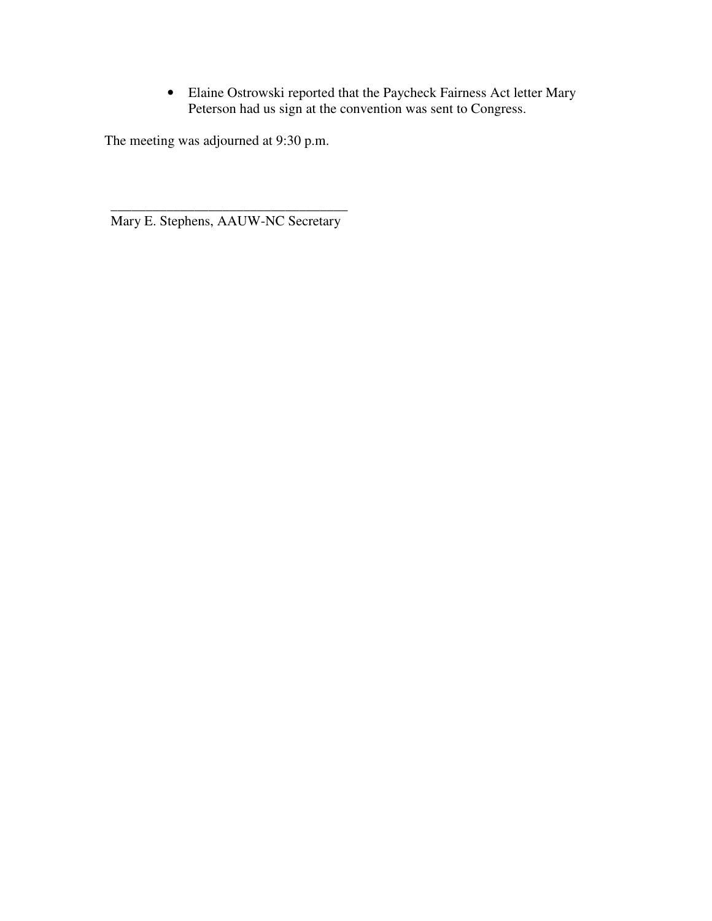- Elaine Ostrowski reported that the Paycheck Fairness Act letter Mary Peterson had us sign at the convention was sent to Congress.

The meeting was adjourned at 9:30 p.m.

___________________________________

Mary E. Stephens, AAUW-NC Secretary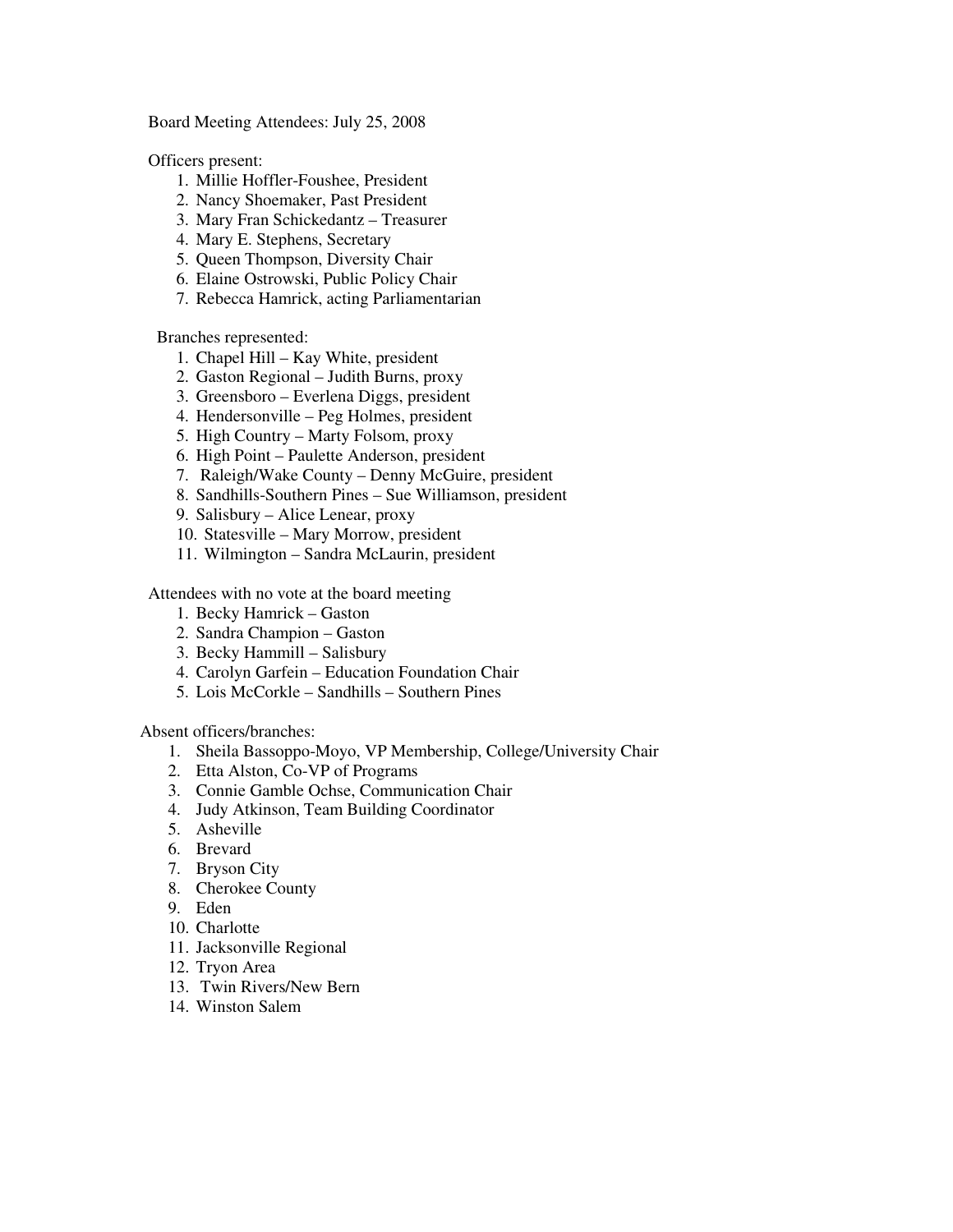Board Meeting Attendees: July 25, 2008

Officers present:

1. Millie Hoffler-Foushee, President
2. Nancy Shoemaker, Past President
3. Mary Fran Schickedantz – Treasurer
4. Mary E. Stephens, Secretary
5. Queen Thompson, Diversity Chair
6. Elaine Ostrowski, Public Policy Chair
7. Rebecca Hamrick, acting Parliamentarian

Branches represented:

1. Chapel Hill – Kay White, president
2. Gaston Regional – Judith Burns, proxy
3. Greensboro – Everlena Diggs, president
4. Hendersonville – Peg Holmes, president
5. High Country – Marty Folsom, proxy
6. High Point – Paulette Anderson, president
7. Raleigh/Wake County – Denny McGuire, president
8. Sandhills-Southern Pines – Sue Williamson, president
9. Salisbury – Alice Lenear, proxy
10. Statesville – Mary Morrow, president
11. Wilmington – Sandra McLaurin, president

Attendees with no vote at the board meeting

1. Becky Hamrick – Gaston
2. Sandra Champion – Gaston
3. Becky Hammill – Salisbury
4. Carolyn Garfein – Education Foundation Chair
5. Lois McCorkle – Sandhills – Southern Pines

Absent officers/branches:

1. Sheila Bassoppo-Moyo, VP Membership, College/University Chair
2. Etta Alston, Co-VP of Programs
3. Connie Gamble Ochse, Communication Chair
4. Judy Atkinson, Team Building Coordinator
5. Asheville
6. Brevard
7. Bryson City
8. Cherokee County
9. Eden
10. Charlotte
11. Jacksonville Regional
12. Tryon Area
13. Twin Rivers/New Bern
14. Winston Salem